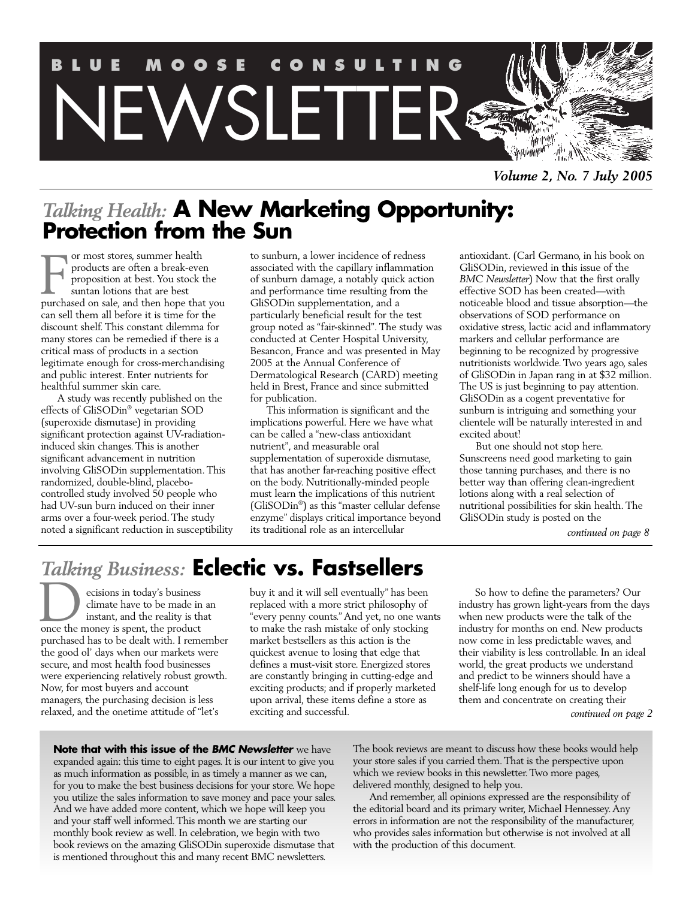# BLUE MOOSE CONSULTING NEWSLETTER

*Volume 2, No. 7 July 2005*

## *Talking Health:* A New Marketing Opportunity: Protection from the Sun

For most stores, summer health products are often a break-even proposition at best. You stock the suntan lotions that are best purchased on sale, and then hope that you can sell them all before it is time for the discount shelf. This constant dilemma for many stores can be remedied if there is a critical mass of products in a section legitimate enough for cross-merchandising and public interest. Enter nutrients for healthful summer skin care.

A study was recently published on the effects of GliSODin® vegetarian SOD (superoxide dismutase) in providing significant protection against UV-radiation-induced skin changes. This is another significant advancement in nutrition involving GliSODin supplementation. This randomized, double-blind, placebo-controlled study involved 50 people who had UV-sun burn induced on their inner arms over a four-week period. The study noted a significant reduction in susceptibility to sunburn, a lower incidence of redness associated with the capillary inflammation of sunburn damage, a notably quick action and performance time resulting from the GliSODin supplementation, and a particularly beneficial result for the test group noted as "fair-skinned". The study was conducted at Center Hospital University, Besancon, France and was presented in May 2005 at the Annual Conference of Dermatological Research (CARD) meeting held in Brest, France and since submitted for publication.

This information is significant and the implications powerful. Here we have what can be called a "new-class antioxidant nutrient", and measurable oral supplementation of superoxide dismutase, that has another far-reaching positive effect on the body. Nutritionally-minded people must learn the implications of this nutrient (GliSODin®) as this "master cellular defense enzyme" displays critical importance beyond its traditional role as an intercellular antioxidant. (Carl Germano, in his book on GliSODin, reviewed in this issue of the *BMC Newsletter*) Now that the first orally effective SOD has been created—with noticeable blood and tissue absorption—the observations of SOD performance on oxidative stress, lactic acid and inflammatory markers and cellular performance are beginning to be recognized by progressive nutritionists worldwide. Two years ago, sales of GliSODin in Japan rang in at $32 million. The US is just beginning to pay attention. GliSODin as a cogent preventative for sunburn is intriguing and something your clientele will be naturally interested in and excited about!

But one should not stop here. Sunscreens need good marketing to gain those tanning purchases, and there is no better way than offering clean-ingredient lotions along with a real selection of nutritional possibilities for skin health. The GliSODin study is posted on the

*continued on page 8*

## *Talking Business:* Eclectic vs. Fastsellers

Decisions in today's business climate have to be made in an instant, and the reality is that once the money is spent, the product purchased has to be dealt with. I remember the good ol' days when our markets were secure, and most health food businesses were experiencing relatively robust growth. Now, for most buyers and account managers, the purchasing decision is less relaxed, and the onetime attitude of "let's buy it and it will sell eventually" has been replaced with a more strict philosophy of "every penny counts." And yet, no one wants to make the rash mistake of only stocking market bestsellers as this action is the quickest avenue to losing that edge that defines a must-visit store. Energized stores are constantly bringing in cutting-edge and exciting products; and if properly marketed upon arrival, these items define a store as exciting and successful.

So how to define the parameters? Our industry has grown light-years from the days when new products were the talk of the industry for months on end. New products now come in less predictable waves, and their viability is less controllable. In an ideal world, the great products we understand and predict to be winners should have a shelf-life long enough for us to develop them and concentrate on creating their

*continued on page 2*

**Note that with this issue of the *BMC Newsletter*** we have expanded again: this time to eight pages. It is our intent to give you as much information as possible, in as timely a manner as we can, for you to make the best business decisions for your store. We hope you utilize the sales information to save money and pace your sales. And we have added more content, which we hope will keep you and your staff well informed. This month we are starting our monthly book review as well. In celebration, we begin with two book reviews on the amazing GliSODin superoxide dismutase that is mentioned throughout this and many recent BMC newsletters. The book reviews are meant to discuss how these books would help your store sales if you carried them. That is the perspective upon which we review books in this newsletter. Two more pages, delivered monthly, designed to help you.

And remember, all opinions expressed are the responsibility of the editorial board and its primary writer, Michael Hennessey. Any errors in information are not the responsibility of the manufacturer, who provides sales information but otherwise is not involved at all with the production of this document.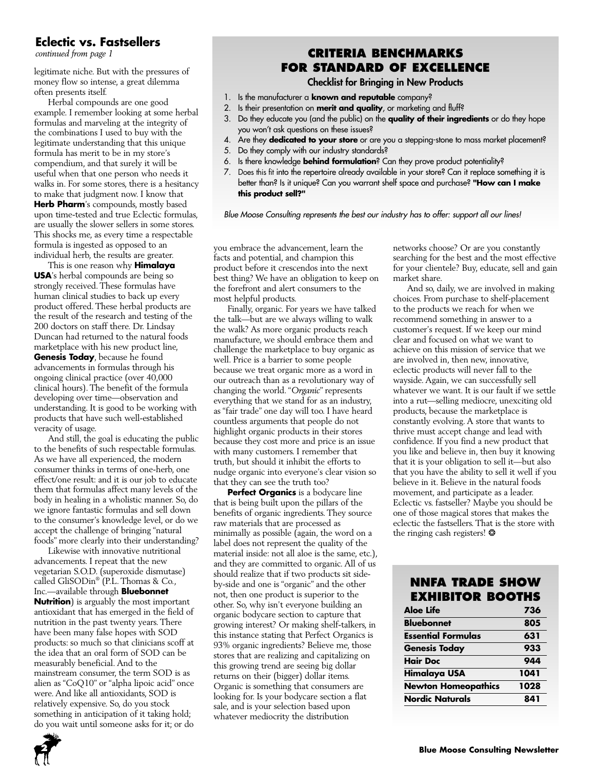## Eclectic vs. Fastsellers

*continued from page 1*

legitimate niche. But with the pressures of money flow so intense, a great dilemma often presents itself.

Herbal compounds are one good example. I remember looking at some herbal formulas and marveling at the integrity of the combinations I used to buy with the legitimate understanding that this unique formula has merit to be in my store's compendium, and that surely it will be useful when that one person who needs it walks in. For some stores, there is a hesitancy to make that judgment now. I know that **Herb Pharm**'s compounds, mostly based upon time-tested and true Eclectic formulas, are usually the slower sellers in some stores. This shocks me, as every time a respectable formula is ingested as opposed to an individual herb, the results are greater.

This is one reason why **Himalaya USA**'s herbal compounds are being so strongly received. These formulas have human clinical studies to back up every product offered. These herbal products are the result of the research and testing of the 200 doctors on staff there. Dr. Lindsay Duncan had returned to the natural foods marketplace with his new product line, **Genesis Today**, because he found advancements in formulas through his ongoing clinical practice (over 40,000 clinical hours). The benefit of the formula developing over time—observation and understanding. It is good to be working with products that have such well-established veracity of usage.

And still, the goal is educating the public to the benefits of such respectable formulas. As we have all experienced, the modern consumer thinks in terms of one-herb, one effect/one result: and it is our job to educate them that formulas affect many levels of the body in healing in a wholistic manner. So, do we ignore fantastic formulas and sell down to the consumer's knowledge level, or do we accept the challenge of bringing "natural foods" more clearly into their understanding?

Likewise with innovative nutritional advancements. I repeat that the new vegetarian S.O.D. (superoxide dismutase) called GliSODin® (P.L. Thomas & Co., Inc.—available through **Bluebonnet Nutrition**) is arguably the most important antioxidant that has emerged in the field of nutrition in the past twenty years. There have been many false hopes with SOD products: so much so that clinicians scoff at the idea that an oral form of SOD can be measurably beneficial. And to the mainstream consumer, the term SOD is as alien as "CoQ10" or "alpha lipoic acid" once were. And like all antioxidants, SOD is relatively expensive. So, do you stock something in anticipation of it taking hold; do you wait until someone asks for it; or do you embrace the advancement, learn the facts and potential, and champion this product before it crescendos into the next best thing? We have an obligation to keep on the forefront and alert consumers to the most helpful products.

Finally, organic. For years we have talked the talk—but are we always willing to walk the walk? As more organic products reach manufacture, we should embrace them and challenge the marketplace to buy organic as well. Price is a barrier to some people because we treat organic more as a word in our outreach than as a revolutionary way of changing the world. "*Organic*" represents everything that we stand for as an industry, as "fair trade" one day will too. I have heard countless arguments that people do not highlight organic products in their stores because they cost more and price is an issue with many customers. I remember that truth, but should it inhibit the efforts to nudge organic into everyone's clear vision so that they can see the truth too?

**Perfect Organics** is a bodycare line that is being built upon the pillars of the benefits of organic ingredients. They source raw materials that are processed as minimally as possible (again, the word on a label does not represent the quality of the material inside: not all aloe is the same, etc.), and they are committed to organic. All of us should realize that if two products sit side-by-side and one is "organic" and the other not, then one product is superior to the other. So, why isn't everyone building an organic bodycare section to capture that growing interest? Or making shelf-talkers, in this instance stating that Perfect Organics is 93% organic ingredients? Believe me, those stores that are realizing and capitalizing on this growing trend are seeing big dollar returns on their (bigger) dollar items. Organic is something that consumers are looking for. Is your bodycare section a flat sale, and is your selection based upon whatever mediocrity the distribution networks choose? Or are you constantly searching for the best and the most effective for your clientele? Buy, educate, sell and gain market share.

And so, daily, we are involved in making choices. From purchase to shelf-placement to the products we reach for when we recommend something in answer to a customer's request. If we keep our mind clear and focused on what we want to achieve on this mission of service that we are involved in, then new, innovative, eclectic products will never fall to the wayside. Again, we can successfully sell whatever we want. It is our fault if we settle into a rut—selling mediocre, unexciting old products, because the marketplace is constantly evolving. A store that wants to thrive must accept change and lead with confidence. If you find a new product that you like and believe in, then buy it knowing that it is your obligation to sell it—but also that you have the ability to sell it well if you believe in it. Believe in the natural foods movement, and participate as a leader. Eclectic vs. fastseller? Maybe you should be one of those magical stores that makes the eclectic the fastsellers. That is the store with the ringing cash registers! ❂

## CRITERIA BENCHMARKS FOR STANDARD OF EXCELLENCE

### Checklist for Bringing in New Products

1. Is the manufacturer a **known and reputable** company?
2. Is their presentation on **merit and quality**, or marketing and fluff?
3. Do they educate you (and the public) on the **quality of their ingredients** or do they hope you won't ask questions on these issues?
4. Are they **dedicated to your store** or are you a stepping-stone to mass market placement?
5. Do they comply with our industry standards?
6. Is there knowledge **behind formulation**? Can they prove product potentiality?
7. Does this fit into the repertoire already available in your store? Can it replace something it is better than? Is it unique? Can you warrant shelf space and purchase? **"How can I make this product sell?"**

*Blue Moose Consulting represents the best our industry has to offer: support all our lines!*

## NNFA TRADE SHOW EXHIBITOR BOOTHS

| | |
|---|---|
| **Aloe Life** | **736** |
| **Bluebonnet** | **805** |
| **Essential Formulas** | **631** |
| **Genesis Today** | **933** |
| **Hair Doc** | **944** |
| **Himalaya USA** | **1041** |
| **Newton Homeopathics** | **1028** |
| **Nordic Naturals** | **841** |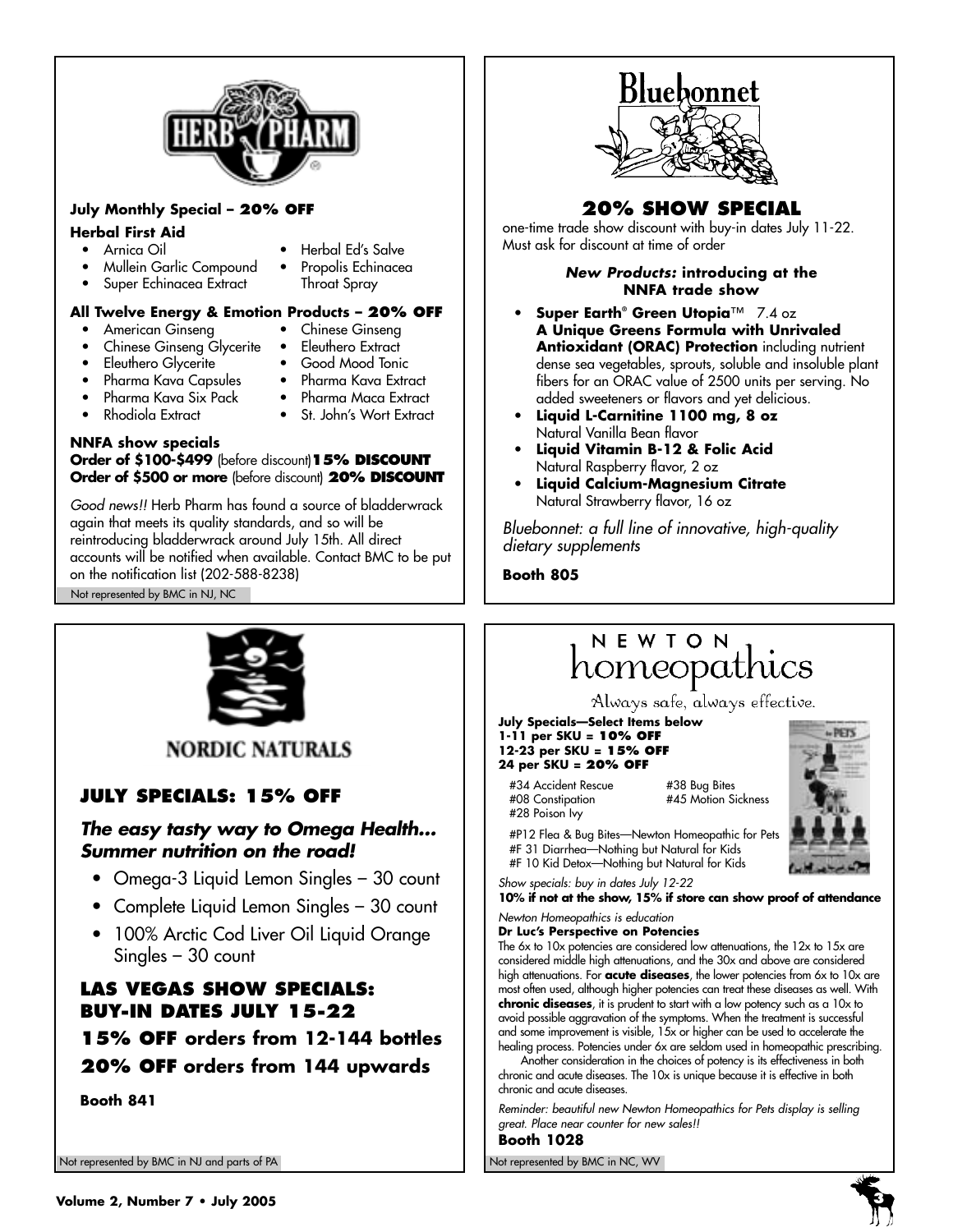# HERB PHARM

**July Monthly Special – 20% OFF**

**Herbal First Aid**

- Arnica Oil
- Mullein Garlic Compound
- Super Echinacea Extract
- Herbal Ed's Salve
- Propolis Echinacea Throat Spray

**All Twelve Energy & Emotion Products – 20% OFF**

- American Ginseng
- Chinese Ginseng Glycerite
- Eleuthero Glycerite
- Pharma Kava Capsules
- Pharma Kava Six Pack
- Rhodiola Extract
- Chinese Ginseng
- Eleuthero Extract
- Good Mood Tonic
- Pharma Kava Extract
- Pharma Maca Extract
- St. John's Wort Extract

**NNFA show specials**
**Order of $100-$499** (before discount) **15% DISCOUNT**
**Order of $500 or more** (before discount) **20% DISCOUNT**

*Good news!!* Herb Pharm has found a source of bladderwrack again that meets its quality standards, and so will be reintroducing bladderwrack around July 15th. All direct accounts will be notified when available. Contact BMC to be put on the notification list (202-588-8238)

Not represented by BMC in NJ, NC

# Bluebonnet

## 20% SHOW SPECIAL

one-time trade show discount with buy-in dates July 11-22. Must ask for discount at time of order

***New Products:* introducing at the NNFA trade show**

- **Super Earth® Green Utopia™** 7.4 oz
  **A Unique Greens Formula with Unrivaled Antioxidant (ORAC) Protection** including nutrient dense sea vegetables, sprouts, soluble and insoluble plant fibers for an ORAC value of 2500 units per serving. No added sweeteners or flavors and yet delicious.
- **Liquid L-Carnitine 1100 mg, 8 oz**
  Natural Vanilla Bean flavor
- **Liquid Vitamin B-12 & Folic Acid**
  Natural Raspberry flavor, 2 oz
- **Liquid Calcium-Magnesium Citrate**
  Natural Strawberry flavor, 16 oz

*Bluebonnet: a full line of innovative, high-quality dietary supplements*

**Booth 805**

# NORDIC NATURALS

## JULY SPECIALS: 15% OFF

### *The easy tasty way to Omega Health... Summer nutrition on the road!*

- Omega-3 Liquid Lemon Singles – 30 count
- Complete Liquid Lemon Singles – 30 count
- 100% Arctic Cod Liver Oil Liquid Orange Singles – 30 count

## LAS VEGAS SHOW SPECIALS: BUY-IN DATES JULY 15-22

**15% OFF orders from 12-144 bottles**

**20% OFF orders from 144 upwards**

**Booth 841**

Not represented by BMC in NJ and parts of PA

# NEWTON homeopathics

Always safe, always effective.

**July Specials—Select Items below**
**1-11 per SKU = 10% OFF**
**12-23 per SKU = 15% OFF**
**24 per SKU = 20% OFF**

#34 Accident Rescue
#08 Constipation
#28 Poison Ivy
#38 Bug Bites
#45 Motion Sickness

#P12 Flea & Bug Bites—Newton Homeopathic for Pets
#F 31 Diarrhea—Nothing but Natural for Kids
#F 10 Kid Detox—Nothing but Natural for Kids

*Show specials: buy in dates July 12-22*
**10% if not at the show, 15% if store can show proof of attendance**

*Newton Homeopathics is education*
**Dr Luc's Perspective on Potencies**
The 6x to 10x potencies are considered low attenuations, the 12x to 15x are considered middle high attenuations, and the 30x and above are considered high attenuations. For **acute diseases**, the lower potencies from 6x to 10x are most often used, although higher potencies can treat these diseases as well. With **chronic diseases**, it is prudent to start with a low potency such as a 10x to avoid possible aggravation of the symptoms. When the treatment is successful and some improvement is visible, 15x or higher can be used to accelerate the healing process. Potencies under 6x are seldom used in homeopathic prescribing.

Another consideration in the choices of potency is its effectiveness in both chronic and acute diseases. The 10x is unique because it is effective in both chronic and acute diseases.

*Reminder: beautiful new Newton Homeopathics for Pets display is selling great. Place near counter for new sales!!*

**Booth 1028**

Not represented by BMC in NC, WV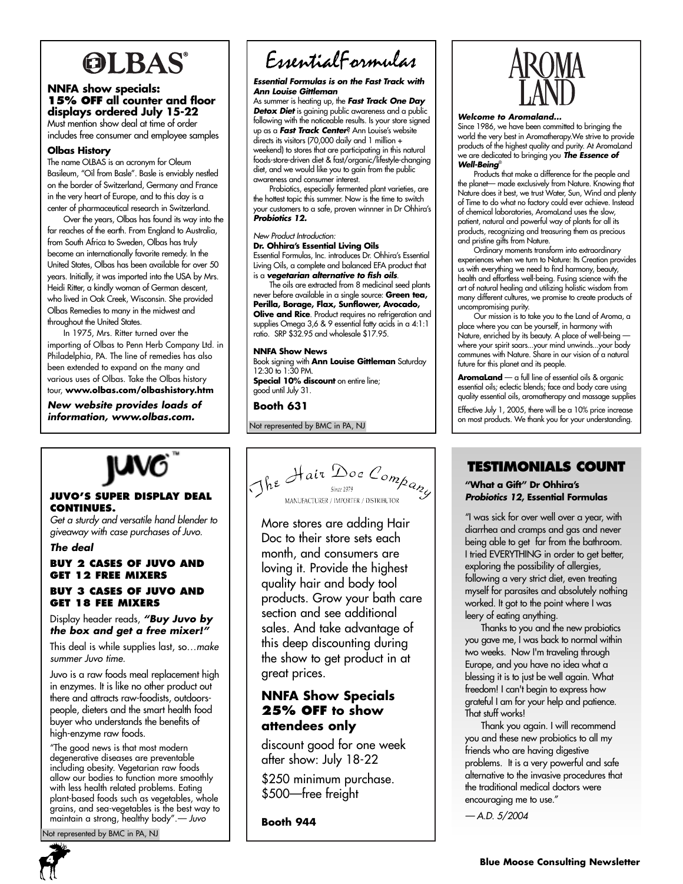# OLBAS®

**NNFA show specials:**
**15% OFF all counter and floor displays ordered July 15-22**

Must mention show deal at time of order includes free consumer and employee samples

**Olbas History**

The name OLBAS is an acronym for Oleum Basileum, "Oil from Basle". Basle is enviably nestled on the border of Switzerland, Germany and France in the very heart of Europe, and to this day is a center of pharmaceutical research in Switzerland.

Over the years, Olbas has found its way into the far reaches of the earth. From England to Australia, from South Africa to Sweden, Olbas has truly become an internationally favorite remedy. In the United States, Olbas has been available for over 50 years. Initially, it was imported into the USA by Mrs. Heidi Ritter, a kindly woman of German descent, who lived in Oak Creek, Wisconsin. She provided Olbas Remedies to many in the midwest and throughout the United States.

In 1975, Mrs. Ritter turned over the importing of Olbas to Penn Herb Company Ltd. in Philadelphia, PA. The line of remedies has also been extended to expand on the many and various uses of Olbas. Take the Olbas history tour, **www.olbas.com/olbashistory.htm**

***New website provides loads of information, www.olbas.com.***

# EssentialFormulas

***Essential Formulas is on the Fast Track with Ann Louise Gittleman***

As summer is heating up, the ***Fast Track One Day Detox Diet*** is gaining public awareness and a public following with the noticeable results. Is your store signed up as a ***Fast Track Center***? Ann Louise's website directs its visitors (70,000 daily and 1 million + weekend) to stores that are participating in this natural foods-store-driven diet & fast/organic/lifestyle-changing diet, and we would like you to gain from the public awareness and consumer interest.

Probiotics, especially fermented plant varieties, are the hottest topic this summer. Now is the time to switch your customers to a safe, proven winnner in Dr Ohhira's ***Probiotics 12.***

*New Product Introduction:*

**Dr. Ohhira's Essential Living Oils**

Essential Formulas, Inc. introduces Dr. Ohhira's Essential Living Oils, a complete and balanced EFA product that is a ***vegetarian alternative to fish oils***.

The oils are extracted from 8 medicinal seed plants never before available in a single source: **Green tea, Perilla, Borage, Flax, Sunflower, Avocado, Olive and Rice**. Product requires no refrigeration and supplies Omega 3,6 & 9 essential fatty acids in a 4:1:1 ratio. SRP $32.95 and wholesale $17.95.

**NNFA Show News**

Book signing with **Ann Louise Gittleman** Saturday 12:30 to 1:30 PM.

**Special 10% discount** on entire line; good until July 31.

**Booth 631**

Not represented by BMC in PA, NJ

# AROMA LAND

***Welcome to Aromaland…***

Since 1986, we have been committed to bringing the world the very best in Aromatherapy.We strive to provide products of the highest quality and purity. At AromaLand we are dedicated to bringing you ***The Essence of Well-Being***®

Products that make a difference for the people and the planet— made exclusively from Nature. Knowing that Nature does it best, we trust Water, Sun, Wind and plenty of Time to do what no factory could ever achieve. Instead of chemical laboratories, AromaLand uses the slow, patient, natural and powerful way of plants for all its products, recognizing and treasuring them as precious and pristine gifts from Nature.

Ordinary moments transform into extraordinary experiences when we turn to Nature: Its Creation provides us with everything we need to find harmony, beauty, health and effortless well-being. Fusing science with the art of natural healing and utilizing holistic wisdom from many different cultures, we promise to create products of uncompromising purity.

Our mission is to take you to the Land of Aroma, a place where you can be yourself, in harmony with Nature, enriched by its beauty. A place of well-being — where your spirit soars...your mind unwinds...your body communes with Nature. Share in our vision of a natural future for this planet and its people.

**AromaLand** — a full line of essential oils & organic essential oils; eclectic blends; face and body care using quality essential oils, aromatherapy and massage supplies

Effective July 1, 2005, there will be a 10% price increase on most products. We thank you for your understanding.

# JUVO™

**JUVO'S SUPER DISPLAY DEAL CONTINUES.**

*Get a sturdy and versatile hand blender to giveaway with case purchases of Juvo.*

***The deal***

**BUY 2 CASES OF JUVO AND GET 12 FREE MIXERS**

**BUY 3 CASES OF JUVO AND GET 18 FEE MIXERS**

Display header reads, ***"Buy Juvo by the box and get a free mixer!"***

This deal is while supplies last, so…*make summer Juvo time.*

Juvo is a raw foods meal replacement high in enzymes. It is like no other product out there and attracts raw-foodists, outdoors-people, dieters and the smart health food buyer who understands the benefits of high-enzyme raw foods.

"The good news is that most modern degenerative diseases are preventable including obesity. Vegetarian raw foods allow our bodies to function more smoothly with less health related problems. Eating plant-based foods such as vegetables, whole grains, and sea-vegetables is the best way to maintain a strong, healthy body".— *Juvo*

Not represented by BMC in PA, NJ

# The Hair Doc Company

Since 1979

MANUFACTURER / IMPORTER / DISTRIBUTOR

More stores are adding Hair Doc to their store sets each month, and consumers are loving it. Provide the highest quality hair and body tool products. Grow your bath care section and see additional sales. And take advantage of this deep discounting during the show to get product in at great prices.

## NNFA Show Specials 25% OFF to show attendees only

discount good for one week after show: July 18-22

$250 minimum purchase.
$500—free freight

**Booth 944**

## TESTIMONIALS COUNT

**"What a Gift" Dr Ohhira's *Probiotics 12,* Essential Formulas**

"I was sick for over well over a year, with diarrhea and cramps and gas and never being able to get far from the bathroom. I tried EVERYTHING in order to get better, exploring the possibility of allergies, following a very strict diet, even treating myself for parasites and absolutely nothing worked. It got to the point where I was leery of eating anything.

Thanks to you and the new probiotics you gave me, I was back to normal within two weeks. Now I'm traveling through Europe, and you have no idea what a blessing it is to just be well again. What freedom! I can't begin to express how grateful I am for your help and patience. That stuff works!

Thank you again. I will recommend you and these new probiotics to all my friends who are having digestive problems. It is a very powerful and safe alternative to the invasive procedures that the traditional medical doctors were encouraging me to use."

*— A.D. 5/2004*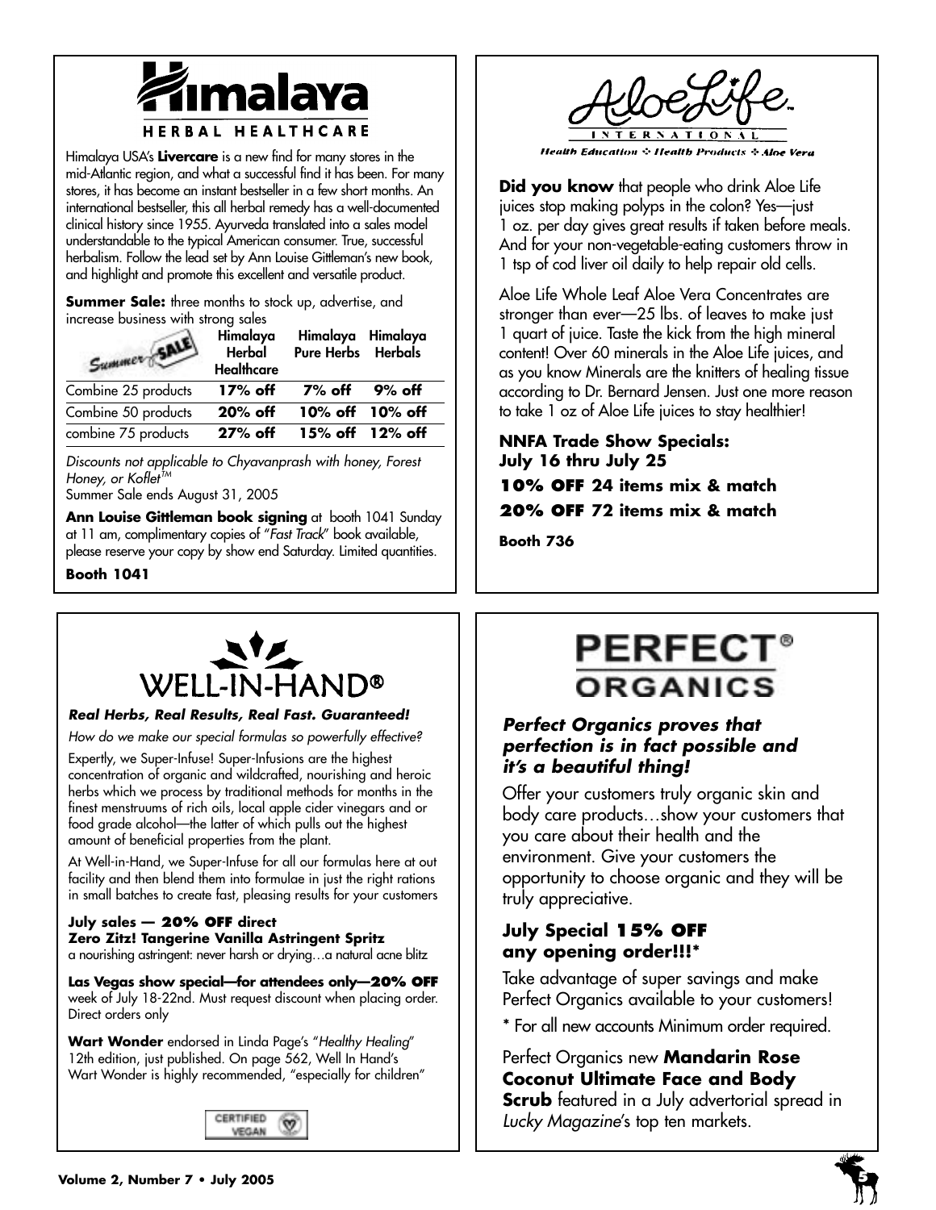# Himalaya

## HERBAL HEALTHCARE

Himalaya USA's **Livercare** is a new find for many stores in the mid-Atlantic region, and what a successful find it has been. For many stores, it has become an instant bestseller in a few short months. An international bestseller, this all herbal remedy has a well-documented clinical history since 1955. Ayurveda translated into a sales model understandable to the typical American consumer. True, successful herbalism. Follow the lead set by Ann Louise Gittleman's new book, and highlight and promote this excellent and versatile product.

**Summer Sale:** three months to stock up, advertise, and increase business with strong sales

| Summer SALE | Himalaya Herbal Healthcare | Himalaya Pure Herbs | Himalaya Herbals |
|---|---|---|---|
| Combine 25 products | **17% off** | **7% off** | **9% off** |
| Combine 50 products | **20% off** | **10% off** | **10% off** |
| combine 75 products | **27% off** | **15% off** | **12% off** |

*Discounts not applicable to Chyavanprash with honey, Forest Honey, or Koflet™*
Summer Sale ends August 31, 2005

**Ann Louise Gittleman book signing** at booth 1041 Sunday at 11 am, complimentary copies of "*Fast Track*" book available, please reserve your copy by show end Saturday. Limited quantities.

**Booth 1041**

# AloeLife INTERNATIONAL

*Health Education ❖ Health Products ❖ Aloe Vera*

**Did you know** that people who drink Aloe Life juices stop making polyps in the colon? Yes—just 1 oz. per day gives great results if taken before meals. And for your non-vegetable-eating customers throw in 1 tsp of cod liver oil daily to help repair old cells.

Aloe Life Whole Leaf Aloe Vera Concentrates are stronger than ever—25 lbs. of leaves to make just 1 quart of juice. Taste the kick from the high mineral content! Over 60 minerals in the Aloe Life juices, and as you know Minerals are the knitters of healing tissue according to Dr. Bernard Jensen. Just one more reason to take 1 oz of Aloe Life juices to stay healthier!

**NNFA Trade Show Specials:**
**July 16 thru July 25**

**10% OFF 24 items mix & match**

**20% OFF 72 items mix & match**

**Booth 736**

# WELL-IN-HAND®

***Real Herbs, Real Results, Real Fast. Guaranteed!***

*How do we make our special formulas so powerfully effective?*

Expertly, we Super-Infuse! Super-Infusions are the highest concentration of organic and wildcrafted, nourishing and heroic herbs which we process by traditional methods for months in the finest menstruums of rich oils, local apple cider vinegars and or food grade alcohol—the latter of which pulls out the highest amount of beneficial properties from the plant.

At Well-in-Hand, we Super-Infuse for all our formulas here at out facility and then blend them into formulae in just the right rations in small batches to create fast, pleasing results for your customers

**July sales — 20% OFF direct**
**Zero Zitz! Tangerine Vanilla Astringent Spritz**
a nourishing astringent: never harsh or drying…a natural acne blitz

**Las Vegas show special—for attendees only—20% OFF** week of July 18-22nd. Must request discount when placing order. Direct orders only

**Wart Wonder** endorsed in Linda Page's "*Healthy Healing*" 12th edition, just published. On page 562, Well In Hand's Wart Wonder is highly recommended, "especially for children"

CERTIFIED VEGAN

# PERFECT® ORGANICS

***Perfect Organics proves that perfection is in fact possible and it's a beautiful thing!***

Offer your customers truly organic skin and body care products…show your customers that you care about their health and the environment. Give your customers the opportunity to choose organic and they will be truly appreciative.

**July Special 15% OFF any opening order!!!***

Take advantage of super savings and make Perfect Organics available to your customers!

* For all new accounts Minimum order required.

Perfect Organics new **Mandarin Rose Coconut Ultimate Face and Body Scrub** featured in a July advertorial spread in *Lucky Magazine*'s top ten markets.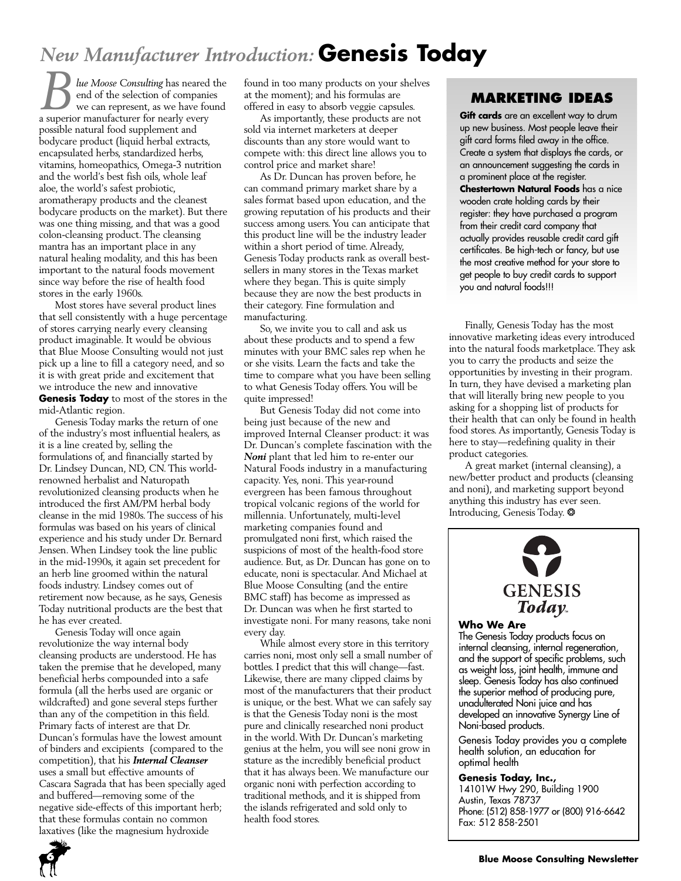# *New Manufacturer Introduction:* **Genesis Today**

*Blue Moose Consulting* has neared the end of the selection of companies we can represent, as we have found a superior manufacturer for nearly every possible natural food supplement and bodycare product (liquid herbal extracts, encapsulated herbs, standardized herbs, vitamins, homeopathics, Omega-3 nutrition and the world's best fish oils, whole leaf aloe, the world's safest probiotic, aromatherapy products and the cleanest bodycare products on the market). But there was one thing missing, and that was a good colon-cleansing product. The cleansing mantra has an important place in any natural healing modality, and this has been important to the natural foods movement since way before the rise of health food stores in the early 1960s.

Most stores have several product lines that sell consistently with a huge percentage of stores carrying nearly every cleansing product imaginable. It would be obvious that Blue Moose Consulting would not just pick up a line to fill a category need, and so it is with great pride and excitement that we introduce the new and innovative **Genesis Today** to most of the stores in the mid-Atlantic region.

Genesis Today marks the return of one of the industry's most influential healers, as it is a line created by, selling the formulations of, and financially started by Dr. Lindsey Duncan, ND, CN. This world-renowned herbalist and Naturopath revolutionized cleansing products when he introduced the first AM/PM herbal body cleanse in the mid 1980s. The success of his formulas was based on his years of clinical experience and his study under Dr. Bernard Jensen. When Lindsey took the line public in the mid-1990s, it again set precedent for an herb line groomed within the natural foods industry. Lindsey comes out of retirement now because, as he says, Genesis Today nutritional products are the best that he has ever created.

Genesis Today will once again revolutionize the way internal body cleansing products are understood. He has taken the premise that he developed, many beneficial herbs compounded into a safe formula (all the herbs used are organic or wildcrafted) and gone several steps further than any of the competition in this field. Primary facts of interest are that Dr. Duncan's formulas have the lowest amount of binders and excipients (compared to the competition), that his ***Internal Cleanser*** uses a small but effective amounts of Cascara Sagrada that has been specially aged and buffered—removing some of the negative side-effects of this important herb; that these formulas contain no common laxatives (like the magnesium hydroxide found in too many products on your shelves at the moment); and his formulas are offered in easy to absorb veggie capsules.

As importantly, these products are not sold via internet marketers at deeper discounts than any store would want to compete with: this direct line allows you to control price and market share!

As Dr. Duncan has proven before, he can command primary market share by a sales format based upon education, and the growing reputation of his products and their success among users. You can anticipate that this product line will be the industry leader within a short period of time. Already, Genesis Today products rank as overall best-sellers in many stores in the Texas market where they began. This is quite simply because they are now the best products in their category. Fine formulation and manufacturing.

So, we invite you to call and ask us about these products and to spend a few minutes with your BMC sales rep when he or she visits. Learn the facts and take the time to compare what you have been selling to what Genesis Today offers. You will be quite impressed!

But Genesis Today did not come into being just because of the new and improved Internal Cleanser product: it was Dr. Duncan's complete fascination with the ***Noni*** plant that led him to re-enter our Natural Foods industry in a manufacturing capacity. Yes, noni. This year-round evergreen has been famous throughout tropical volcanic regions of the world for millennia. Unfortunately, multi-level marketing companies found and promulgated noni first, which raised the suspicions of most of the health-food store audience. But, as Dr. Duncan has gone on to educate, noni is spectacular. And Michael at Blue Moose Consulting (and the entire BMC staff) has become as impressed as Dr. Duncan was when he first started to investigate noni. For many reasons, take noni every day.

While almost every store in this territory carries noni, most only sell a small number of bottles. I predict that this will change—fast. Likewise, there are many clipped claims by most of the manufacturers that their product is unique, or the best. What we can safely say is that the Genesis Today noni is the most pure and clinically researched noni product in the world. With Dr. Duncan's marketing genius at the helm, you will see noni grow in stature as the incredibly beneficial product that it has always been. We manufacture our organic noni with perfection according to traditional methods, and it is shipped from the islands refrigerated and sold only to health food stores.

## MARKETING IDEAS

**Gift cards** are an excellent way to drum up new business. Most people leave their gift card forms filed away in the office. Create a system that displays the cards, or an announcement suggesting the cards in a prominent place at the register. **Chestertown Natural Foods** has a nice wooden crate holding cards by their register: they have purchased a program from their credit card company that actually provides reusable credit card gift certificates. Be high-tech or fancy, but use the most creative method for your store to get people to buy credit cards to support you and natural foods!!!

Finally, Genesis Today has the most innovative marketing ideas every introduced into the natural foods marketplace. They ask you to carry the products and seize the opportunities by investing in their program. In turn, they have devised a marketing plan that will literally bring new people to you asking for a shopping list of products for their health that can only be found in health food stores. As importantly, Genesis Today is here to stay—redefining quality in their product categories.

A great market (internal cleansing), a new/better product and products (cleansing and noni), and marketing support beyond anything this industry has ever seen. Introducing, Genesis Today. ❂

GENESIS *Today*™

**Who We Are**

The Genesis Today products focus on internal cleansing, internal regeneration, and the support of specific problems, such as weight loss, joint health, immune and sleep. Genesis Today has also continued the superior method of producing pure, unadulterated Noni juice and has developed an innovative Synergy Line of Noni-based products.

Genesis Today provides you a complete health solution, an education for optimal health

**Genesis Today, Inc.,**
14101W Hwy 290, Building 1900
Austin, Texas 78737
Phone: (512) 858-1977 or (800) 916-6642
Fax: 512 858-2501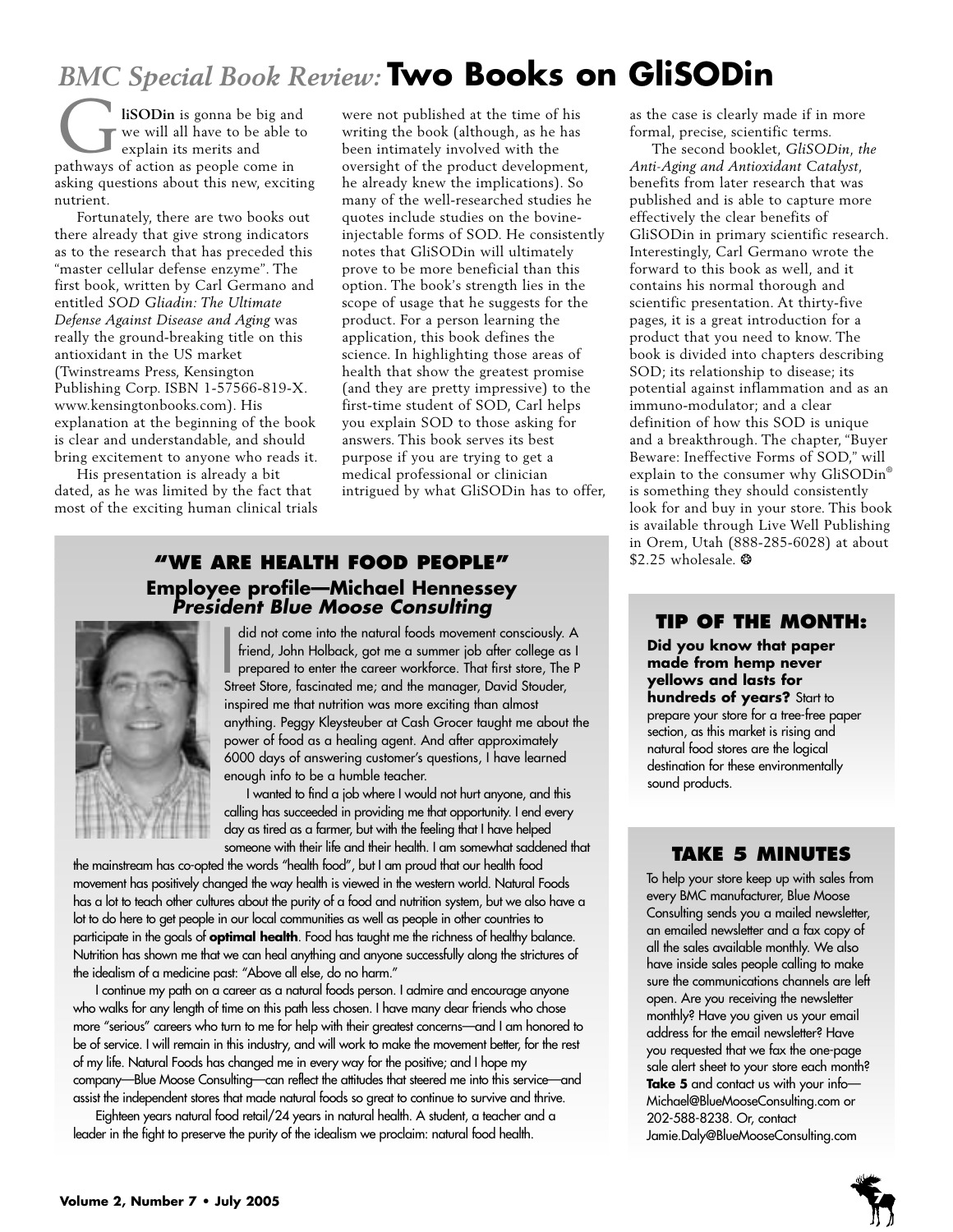# *BMC Special Book Review:* Two Books on GliSODin

**GliSODin** is gonna be big and we will all have to be able to explain its merits and pathways of action as people come in asking questions about this new, exciting nutrient.

Fortunately, there are two books out there already that give strong indicators as to the research that has preceded this "master cellular defense enzyme". The first book, written by Carl Germano and entitled *SOD Gliadin: The Ultimate Defense Against Disease and Aging* was really the ground-breaking title on this antioxidant in the US market (Twinstreams Press, Kensington Publishing Corp. ISBN 1-57566-819-X. www.kensingtonbooks.com). His explanation at the beginning of the book is clear and understandable, and should bring excitement to anyone who reads it.

His presentation is already a bit dated, as he was limited by the fact that most of the exciting human clinical trials were not published at the time of his writing the book (although, as he has been intimately involved with the oversight of the product development, he already knew the implications). So many of the well-researched studies he quotes include studies on the bovine-injectable forms of SOD. He consistently notes that GliSODin will ultimately prove to be more beneficial than this option. The book's strength lies in the scope of usage that he suggests for the product. For a person learning the application, this book defines the science. In highlighting those areas of health that show the greatest promise (and they are pretty impressive) to the first-time student of SOD, Carl helps you explain SOD to those asking for answers. This book serves its best purpose if you are trying to get a medical professional or clinician intrigued by what GliSODin has to offer, as the case is clearly made if in more formal, precise, scientific terms.

The second booklet, *GliSODin, the Anti-Aging and Antioxidant Catalyst*, benefits from later research that was published and is able to capture more effectively the clear benefits of GliSODin in primary scientific research. Interestingly, Carl Germano wrote the forward to this book as well, and it contains his normal thorough and scientific presentation. At thirty-five pages, it is a great introduction for a product that you need to know. The book is divided into chapters describing SOD; its relationship to disease; its potential against inflammation and as an immuno-modulator; and a clear definition of how this SOD is unique and a breakthrough. The chapter, "Buyer Beware: Ineffective Forms of SOD," will explain to the consumer why GliSODin® is something they should consistently look for and buy in your store. This book is available through Live Well Publishing in Orem, Utah (888-285-6028) at about $2.25 wholesale. ❂

## "WE ARE HEALTH FOOD PEOPLE"

### Employee profile—Michael Hennessey
### *President Blue Moose Consulting*

I did not come into the natural foods movement consciously. A friend, John Holback, got me a summer job after college as I prepared to enter the career workforce. That first store, The P Street Store, fascinated me; and the manager, David Stouder, inspired me that nutrition was more exciting than almost anything. Peggy Kleysteuber at Cash Grocer taught me about the power of food as a healing agent. And after approximately 6000 days of answering customer's questions, I have learned enough info to be a humble teacher.

I wanted to find a job where I would not hurt anyone, and this calling has succeeded in providing me that opportunity. I end every day as tired as a farmer, but with the feeling that I have helped someone with their life and their health. I am somewhat saddened that the mainstream has co-opted the words "health food", but I am proud that our health food movement has positively changed the way health is viewed in the western world. Natural Foods has a lot to teach other cultures about the purity of a food and nutrition system, but we also have a lot to do here to get people in our local communities as well as people in other countries to participate in the goals of **optimal health**. Food has taught me the richness of healthy balance. Nutrition has shown me that we can heal anything and anyone successfully along the strictures of the idealism of a medicine past: "Above all else, do no harm."

I continue my path on a career as a natural foods person. I admire and encourage anyone who walks for any length of time on this path less chosen. I have many dear friends who chose more "serious" careers who turn to me for help with their greatest concerns—and I am honored to be of service. I will remain in this industry, and will work to make the movement better, for the rest of my life. Natural Foods has changed me in every way for the positive; and I hope my company—Blue Moose Consulting—can reflect the attitudes that steered me into this service—and assist the independent stores that made natural foods so great to continue to survive and thrive.

Eighteen years natural food retail/24 years in natural health. A student, a teacher and a leader in the fight to preserve the purity of the idealism we proclaim: natural food health.

## TIP OF THE MONTH:

**Did you know that paper made from hemp never yellows and lasts for hundreds of years?** Start to prepare your store for a tree-free paper section, as this market is rising and natural food stores are the logical destination for these environmentally sound products.

## TAKE 5 MINUTES

To help your store keep up with sales from every BMC manufacturer, Blue Moose Consulting sends you a mailed newsletter, an emailed newsletter and a fax copy of all the sales available monthly. We also have inside sales people calling to make sure the communications channels are left open. Are you receiving the newsletter monthly? Have you given us your email address for the email newsletter? Have you requested that we fax the one-page sale alert sheet to your store each month? **Take 5** and contact us with your info—Michael@BlueMooseConsulting.com or 202-588-8238. Or, contact Jamie.Daly@BlueMooseConsulting.com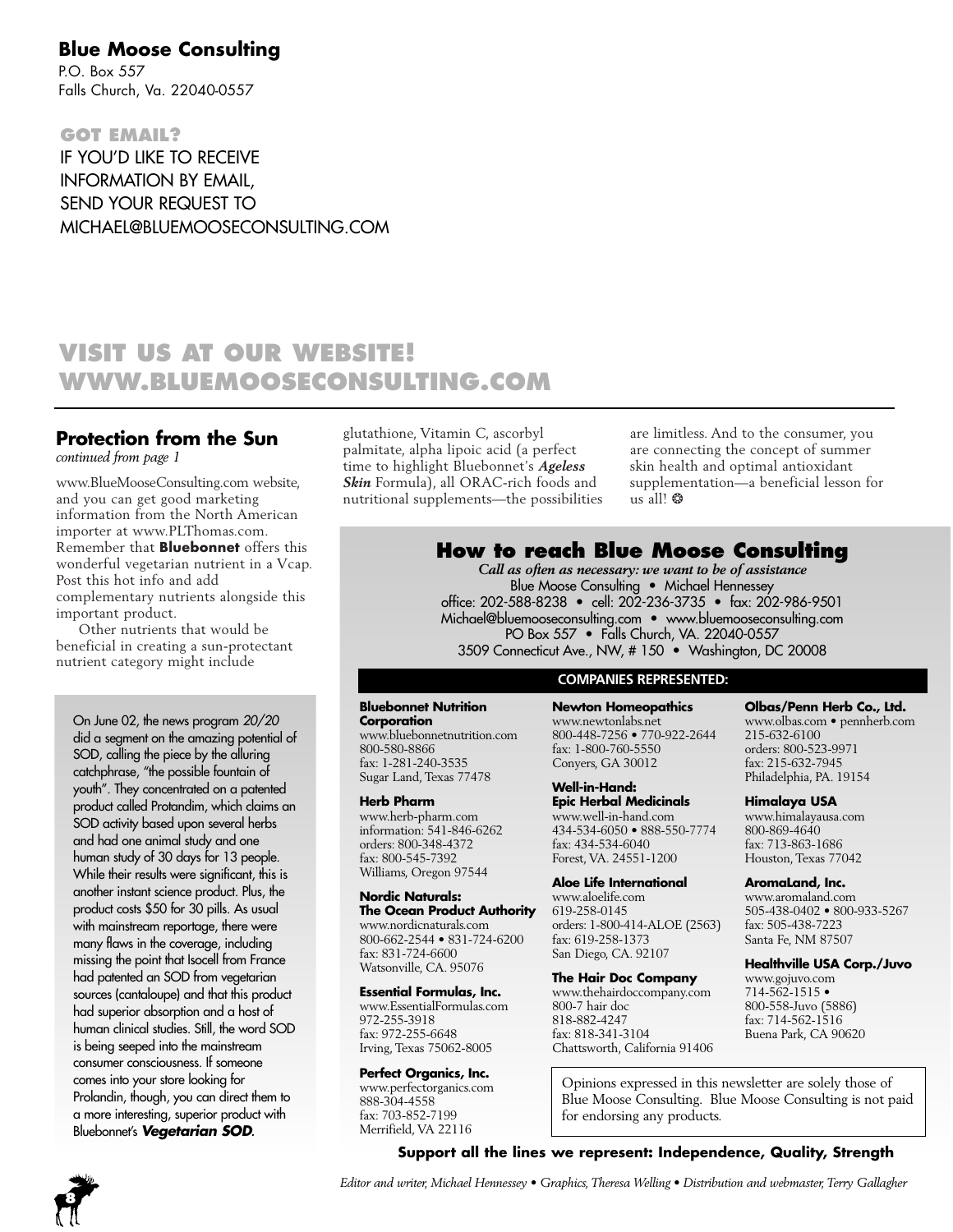**Blue Moose Consulting**
P.O. Box 557
Falls Church, Va. 22040-0557

**GOT EMAIL?**
IF YOU'D LIKE TO RECEIVE INFORMATION BY EMAIL, SEND YOUR REQUEST TO MICHAEL@BLUEMOOSECONSULTING.COM

## VISIT US AT OUR WEBSITE! WWW.BLUEMOOSECONSULTING.COM

## Protection from the Sun

*continued from page 1*

www.BlueMooseConsulting.com website, and you can get good marketing information from the North American importer at www.PLThomas.com. Remember that **Bluebonnet** offers this wonderful vegetarian nutrient in a Vcap. Post this hot info and add complementary nutrients alongside this important product.

Other nutrients that would be beneficial in creating a sun-protectant nutrient category might include glutathione, Vitamin C, ascorbyl palmitate, alpha lipoic acid (a perfect time to highlight Bluebonnet's ***Ageless Skin*** Formula), all ORAC-rich foods and nutritional supplements—the possibilities are limitless. And to the consumer, you are connecting the concept of summer skin health and optimal antioxidant supplementation—a beneficial lesson for us all! ❂

On June 02, the news program *20/20* did a segment on the amazing potential of SOD, calling the piece by the alluring catchphrase, "the possible fountain of youth". They concentrated on a patented product called Protandim, which claims an SOD activity based upon several herbs and had one animal study and one human study of 30 days for 13 people. While their results were significant, this is another instant science product. Plus, the product costs $50 for 30 pills. As usual with mainstream reportage, there were many flaws in the coverage, including missing the point that Isocell from France had patented an SOD from vegetarian sources (cantaloupe) and that this product had superior absorption and a host of human clinical studies. Still, the word SOD is being seeped into the mainstream consumer consciousness. If someone comes into your store looking for Prolandin, though, you can direct them to a more interesting, superior product with Bluebonnet's ***Vegetarian SOD***.

## How to reach Blue Moose Consulting

***Call as often as necessary: we want to be of assistance***

Blue Moose Consulting • Michael Hennessey
office: 202-588-8238 • cell: 202-236-3735 • fax: 202-986-9501
Michael@bluemooseconsulting.com • www.bluemooseconsulting.com
PO Box 557 • Falls Church, VA. 22040-0557
3509 Connecticut Ave., NW, # 150 • Washington, DC 20008

### COMPANIES REPRESENTED:

**Bluebonnet Nutrition Corporation**
www.bluebonnetnutrition.com
800-580-8866
fax: 1-281-240-3535
Sugar Land, Texas 77478

**Herb Pharm**
www.herb-pharm.com
information: 541-846-6262
orders: 800-348-4372
fax: 800-545-7392
Williams, Oregon 97544

**Nordic Naturals: The Ocean Product Authority**
www.nordicnaturals.com
800-662-2544 • 831-724-6200
fax: 831-724-6600
Watsonville, CA. 95076

**Essential Formulas, Inc.**
www.EssentialFormulas.com
972-255-3918
fax: 972-255-6648
Irving, Texas 75062-8005

**Perfect Organics, Inc.**
www.perfectorganics.com
888-304-4558
fax: 703-852-7199
Merrifield, VA 22116

**Newton Homeopathics**
www.newtonlabs.net
800-448-7256 • 770-922-2644
fax: 1-800-760-5550
Conyers, GA 30012

**Well-in-Hand: Epic Herbal Medicinals**
www.well-in-hand.com
434-534-6050 • 888-550-7774
fax: 434-534-6040
Forest, VA. 24551-1200

**Aloe Life International**
www.aloelife.com
619-258-0145
orders: 1-800-414-ALOE (2563)
fax: 619-258-1373
San Diego, CA. 92107

**The Hair Doc Company**
www.thehairdoccompany.com
800-7 hair doc
818-882-4247
fax: 818-341-3104
Chattsworth, California 91406

**Olbas/Penn Herb Co., Ltd.**
www.olbas.com • pennherb.com
215-632-6100
orders: 800-523-9971
fax: 215-632-7945
Philadelphia, PA. 19154

**Himalaya USA**
www.himalayausa.com
800-869-4640
fax: 713-863-1686
Houston, Texas 77042

**AromaLand, Inc.**
www.aromaland.com
505-438-0402 • 800-933-5267
fax: 505-438-7223
Santa Fe, NM 87507

**Healthville USA Corp./Juvo**
www.gojuvo.com
714-562-1515 •
800-558-Juvo (5886)
fax: 714-562-1516
Buena Park, CA 90620

Opinions expressed in this newsletter are solely those of Blue Moose Consulting. Blue Moose Consulting is not paid for endorsing any products.

**Support all the lines we represent: Independence, Quality, Strength**

*Editor and writer, Michael Hennessey • Graphics, Theresa Welling • Distribution and webmaster, Terry Gallagher*